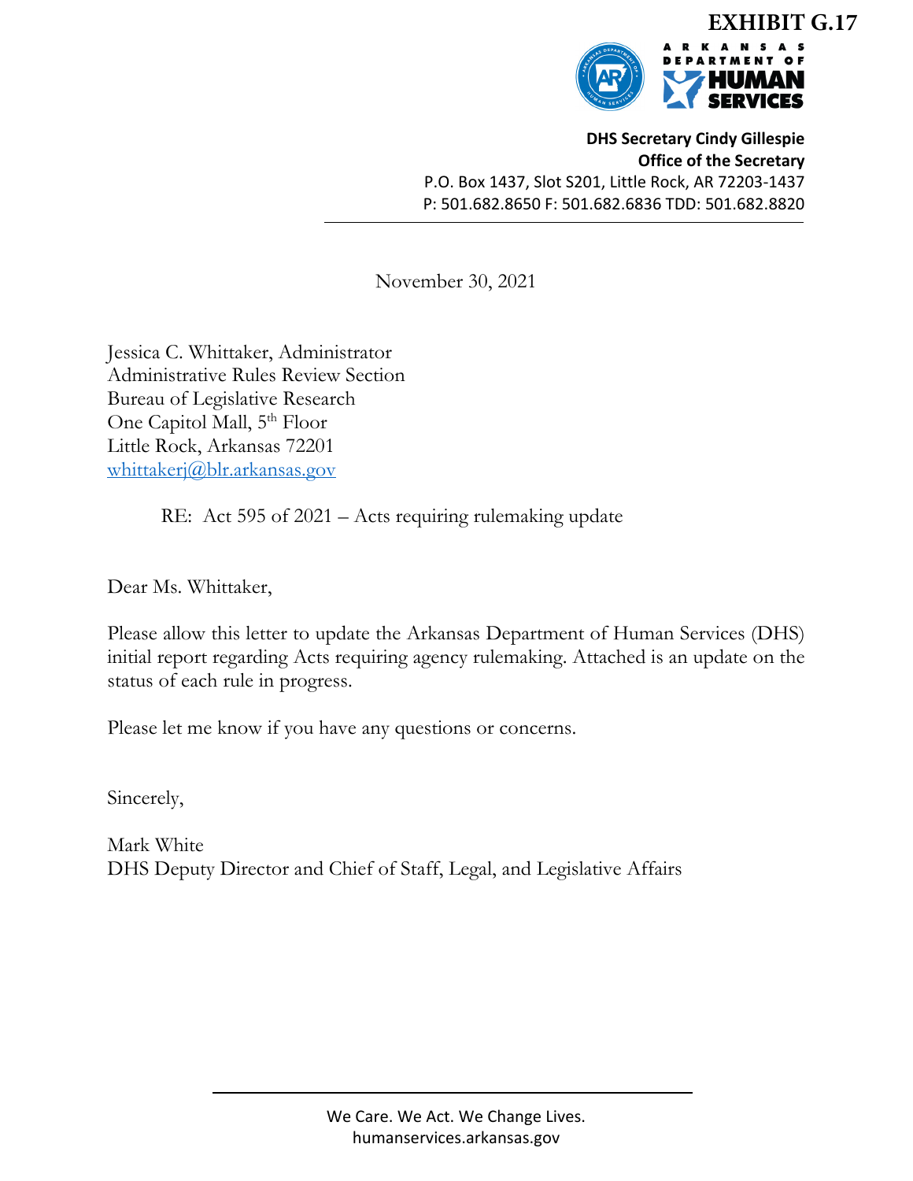**EXHIBIT G.17**

ARKANSAS DEPARTMENT OF HUMAN SERVICES

**DHS Secretary Cindy Gillespie**
**Office of the Secretary**
P.O. Box 1437, Slot S201, Little Rock, AR 72203-1437
P: 501.682.8650 F: 501.682.6836 TDD: 501.682.8820

---

November 30, 2021

Jessica C. Whittaker, Administrator
Administrative Rules Review Section
Bureau of Legislative Research
One Capitol Mall, 5th Floor
Little Rock, Arkansas 72201
whittakerj@blr.arkansas.gov

RE: Act 595 of 2021 – Acts requiring rulemaking update

Dear Ms. Whittaker,

Please allow this letter to update the Arkansas Department of Human Services (DHS) initial report regarding Acts requiring agency rulemaking. Attached is an update on the status of each rule in progress.

Please let me know if you have any questions or concerns.

Sincerely,

Mark White
DHS Deputy Director and Chief of Staff, Legal, and Legislative Affairs

---

We Care. We Act. We Change Lives.
humanservices.arkansas.gov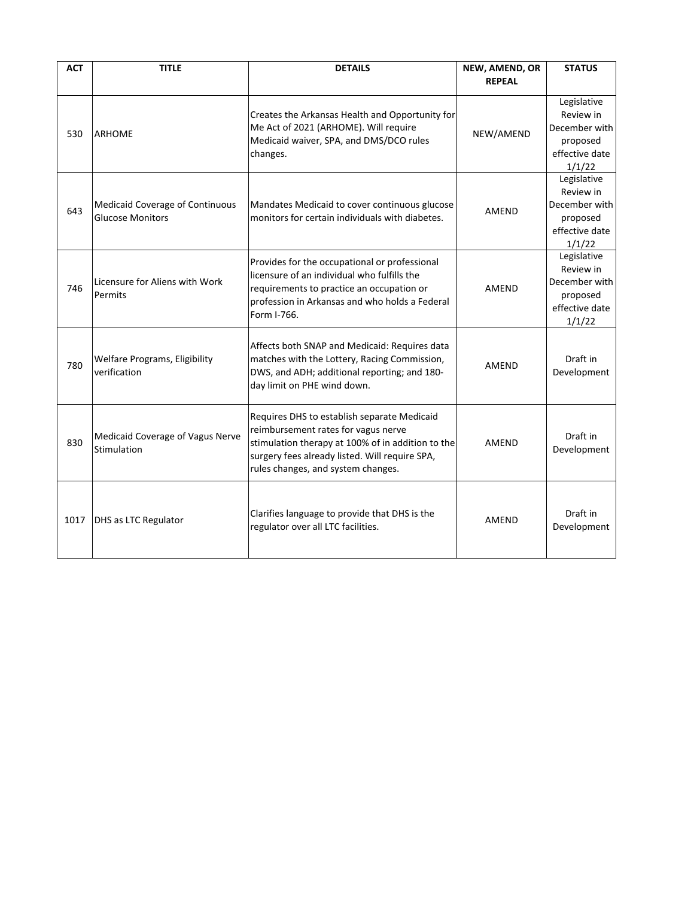| ACT | TITLE | DETAILS | NEW, AMEND, OR REPEAL | STATUS |
| --- | --- | --- | --- | --- |
| 530 | ARHOME | Creates the Arkansas Health and Opportunity for Me Act of 2021 (ARHOME). Will require Medicaid waiver, SPA, and DMS/DCO rules changes. | NEW/AMEND | Legislative Review in December with proposed effective date 1/1/22 |
| 643 | Medicaid Coverage of Continuous Glucose Monitors | Mandates Medicaid to cover continuous glucose monitors for certain individuals with diabetes. | AMEND | Legislative Review in December with proposed effective date 1/1/22 |
| 746 | Licensure for Aliens with Work Permits | Provides for the occupational or professional licensure of an individual who fulfills the requirements to practice an occupation or profession in Arkansas and who holds a Federal Form I-766. | AMEND | Legislative Review in December with proposed effective date 1/1/22 |
| 780 | Welfare Programs, Eligibility verification | Affects both SNAP and Medicaid: Requires data matches with the Lottery, Racing Commission, DWS, and ADH; additional reporting; and 180-day limit on PHE wind down. | AMEND | Draft in Development |
| 830 | Medicaid Coverage of Vagus Nerve Stimulation | Requires DHS to establish separate Medicaid reimbursement rates for vagus nerve stimulation therapy at 100% of in addition to the surgery fees already listed. Will require SPA, rules changes, and system changes. | AMEND | Draft in Development |
| 1017 | DHS as LTC Regulator | Clarifies language to provide that DHS is the regulator over all LTC facilities. | AMEND | Draft in Development |